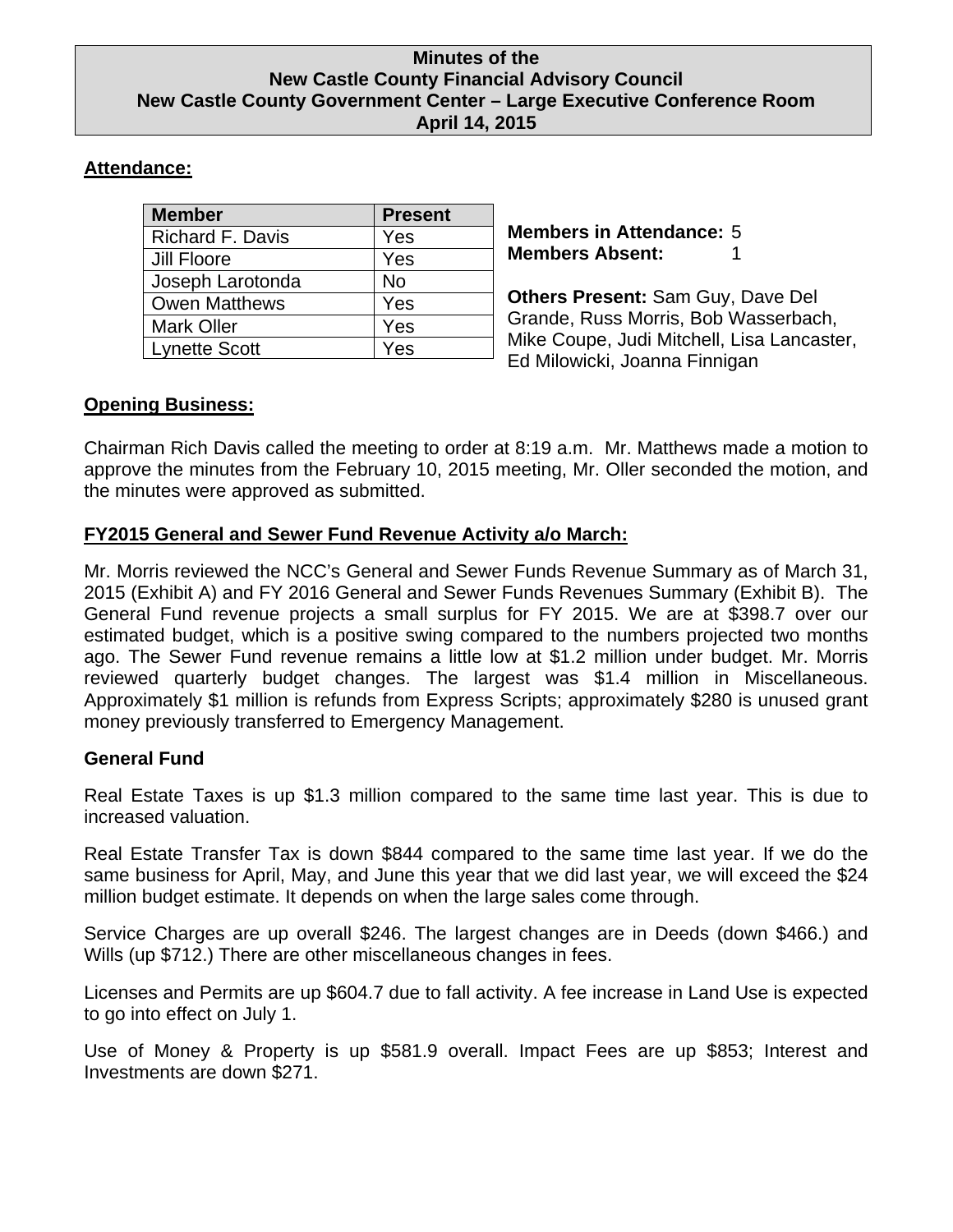**Minutes of the**
**New Castle County Financial Advisory Council**
**New Castle County Government Center – Large Executive Conference Room**
**April 14, 2015**

## Attendance:

| Member | Present |
|---|---|
| Richard F. Davis | Yes |
| Jill Floore | Yes |
| Joseph Larotonda | No |
| Owen Matthews | Yes |
| Mark Oller | Yes |
| Lynette Scott | Yes |

**Members in Attendance:** 5
**Members Absent:** 1

**Others Present:** Sam Guy, Dave Del Grande, Russ Morris, Bob Wasserbach, Mike Coupe, Judi Mitchell, Lisa Lancaster, Ed Milowicki, Joanna Finnigan

## Opening Business:

Chairman Rich Davis called the meeting to order at 8:19 a.m. Mr. Matthews made a motion to approve the minutes from the February 10, 2015 meeting, Mr. Oller seconded the motion, and the minutes were approved as submitted.

## FY2015 General and Sewer Fund Revenue Activity a/o March:

Mr. Morris reviewed the NCC's General and Sewer Funds Revenue Summary as of March 31, 2015 (Exhibit A) and FY 2016 General and Sewer Funds Revenues Summary (Exhibit B). The General Fund revenue projects a small surplus for FY 2015. We are at $398.7 over our estimated budget, which is a positive swing compared to the numbers projected two months ago. The Sewer Fund revenue remains a little low at $1.2 million under budget. Mr. Morris reviewed quarterly budget changes. The largest was $1.4 million in Miscellaneous. Approximately $1 million is refunds from Express Scripts; approximately $280 is unused grant money previously transferred to Emergency Management.

### General Fund

Real Estate Taxes is up $1.3 million compared to the same time last year. This is due to increased valuation.

Real Estate Transfer Tax is down $844 compared to the same time last year. If we do the same business for April, May, and June this year that we did last year, we will exceed the $24 million budget estimate. It depends on when the large sales come through.

Service Charges are up overall $246. The largest changes are in Deeds (down $466.) and Wills (up $712.) There are other miscellaneous changes in fees.

Licenses and Permits are up $604.7 due to fall activity. A fee increase in Land Use is expected to go into effect on July 1.

Use of Money & Property is up $581.9 overall. Impact Fees are up $853; Interest and Investments are down $271.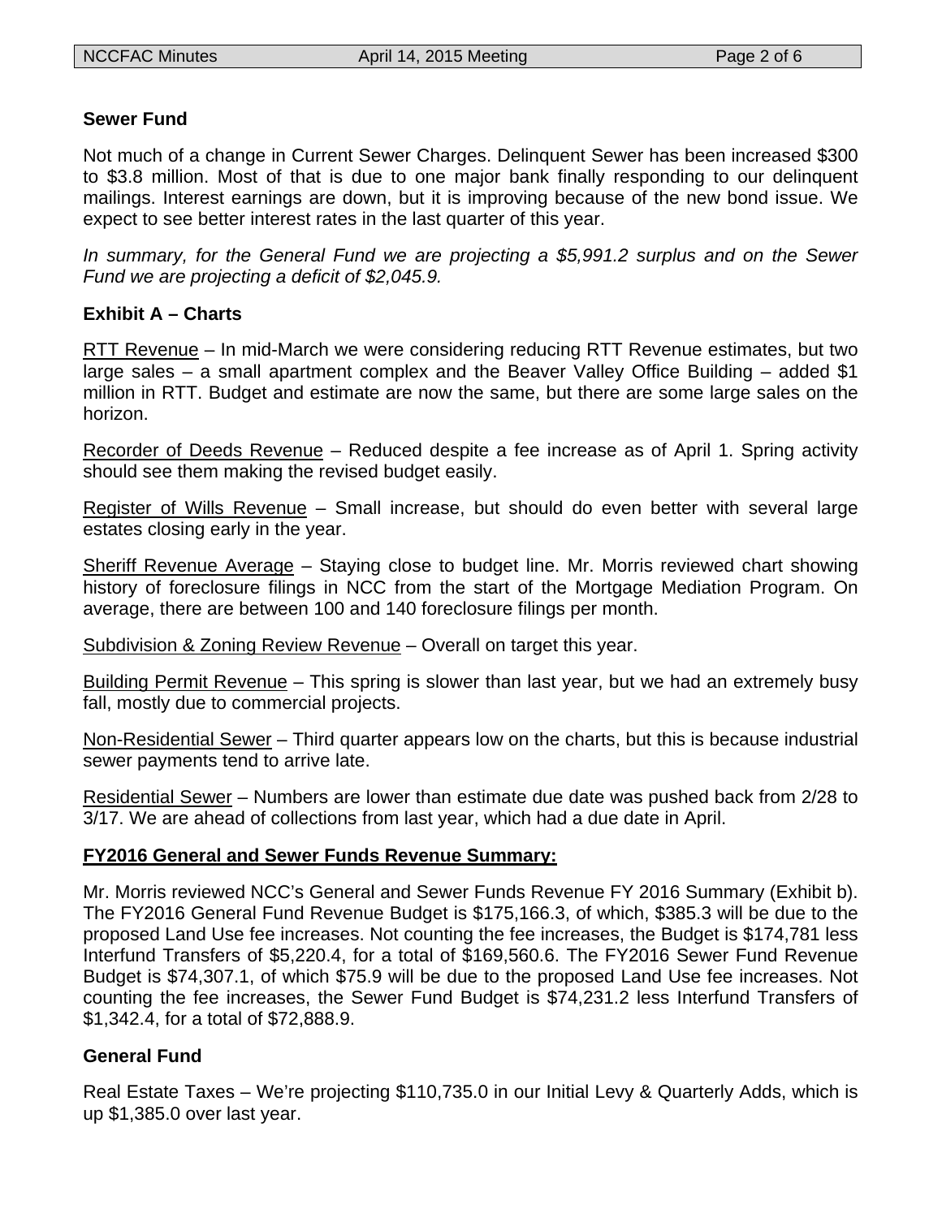**Sewer Fund**

Not much of a change in Current Sewer Charges. Delinquent Sewer has been increased $300 to $3.8 million. Most of that is due to one major bank finally responding to our delinquent mailings. Interest earnings are down, but it is improving because of the new bond issue. We expect to see better interest rates in the last quarter of this year.

*In summary, for the General Fund we are projecting a $5,991.2 surplus and on the Sewer Fund we are projecting a deficit of $2,045.9.*

**Exhibit A – Charts**

<u>RTT Revenue</u> – In mid-March we were considering reducing RTT Revenue estimates, but two large sales – a small apartment complex and the Beaver Valley Office Building – added $1 million in RTT. Budget and estimate are now the same, but there are some large sales on the horizon.

<u>Recorder of Deeds Revenue</u> – Reduced despite a fee increase as of April 1. Spring activity should see them making the revised budget easily.

<u>Register of Wills Revenue</u> – Small increase, but should do even better with several large estates closing early in the year.

<u>Sheriff Revenue Average</u> – Staying close to budget line. Mr. Morris reviewed chart showing history of foreclosure filings in NCC from the start of the Mortgage Mediation Program. On average, there are between 100 and 140 foreclosure filings per month.

<u>Subdivision & Zoning Review Revenue</u> – Overall on target this year.

<u>Building Permit Revenue</u> – This spring is slower than last year, but we had an extremely busy fall, mostly due to commercial projects.

<u>Non-Residential Sewer</u> – Third quarter appears low on the charts, but this is because industrial sewer payments tend to arrive late.

<u>Residential Sewer</u> – Numbers are lower than estimate due date was pushed back from 2/28 to 3/17. We are ahead of collections from last year, which had a due date in April.

**<u>FY2016 General and Sewer Funds Revenue Summary:</u>**

Mr. Morris reviewed NCC's General and Sewer Funds Revenue FY 2016 Summary (Exhibit b). The FY2016 General Fund Revenue Budget is $175,166.3, of which, $385.3 will be due to the proposed Land Use fee increases. Not counting the fee increases, the Budget is $174,781 less Interfund Transfers of $5,220.4, for a total of $169,560.6. The FY2016 Sewer Fund Revenue Budget is $74,307.1, of which $75.9 will be due to the proposed Land Use fee increases. Not counting the fee increases, the Sewer Fund Budget is $74,231.2 less Interfund Transfers of $1,342.4, for a total of $72,888.9.

**General Fund**

Real Estate Taxes – We're projecting $110,735.0 in our Initial Levy & Quarterly Adds, which is up $1,385.0 over last year.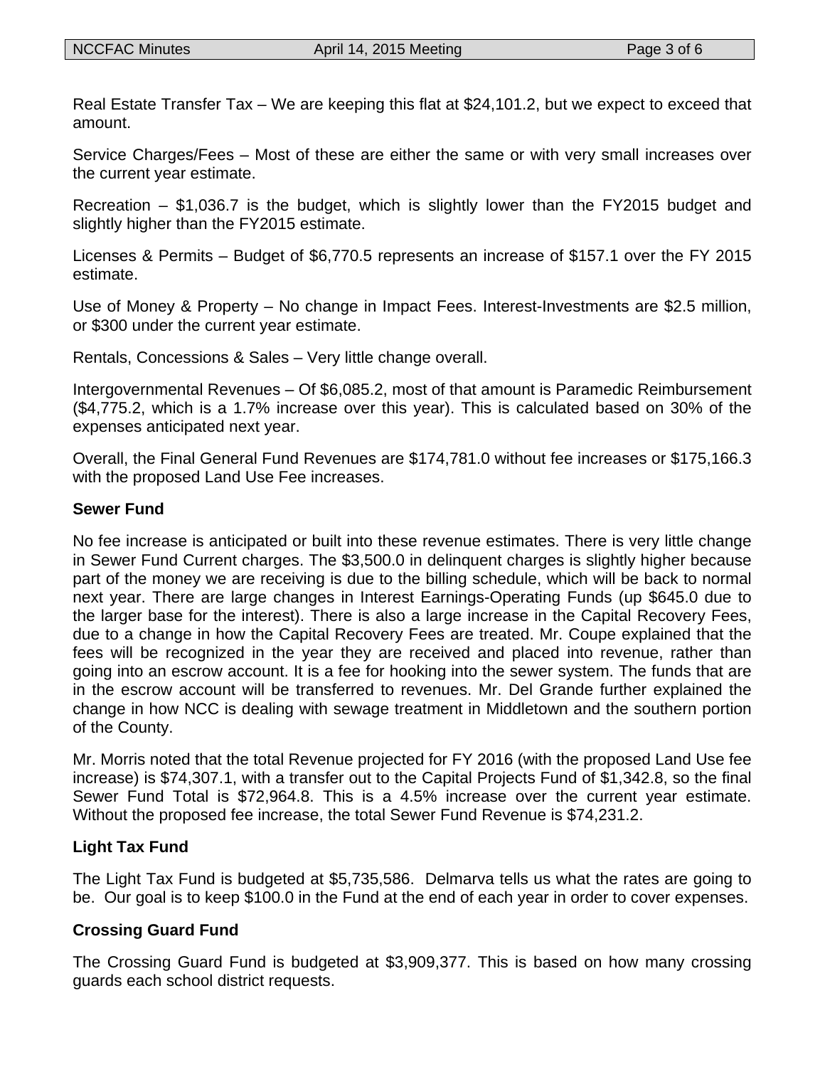Real Estate Transfer Tax – We are keeping this flat at $24,101.2, but we expect to exceed that amount.

Service Charges/Fees – Most of these are either the same or with very small increases over the current year estimate.

Recreation – $1,036.7 is the budget, which is slightly lower than the FY2015 budget and slightly higher than the FY2015 estimate.

Licenses & Permits – Budget of $6,770.5 represents an increase of $157.1 over the FY 2015 estimate.

Use of Money & Property – No change in Impact Fees. Interest-Investments are $2.5 million, or $300 under the current year estimate.

Rentals, Concessions & Sales – Very little change overall.

Intergovernmental Revenues – Of $6,085.2, most of that amount is Paramedic Reimbursement ($4,775.2, which is a 1.7% increase over this year). This is calculated based on 30% of the expenses anticipated next year.

Overall, the Final General Fund Revenues are $174,781.0 without fee increases or $175,166.3 with the proposed Land Use Fee increases.

**Sewer Fund**

No fee increase is anticipated or built into these revenue estimates. There is very little change in Sewer Fund Current charges. The $3,500.0 in delinquent charges is slightly higher because part of the money we are receiving is due to the billing schedule, which will be back to normal next year. There are large changes in Interest Earnings-Operating Funds (up $645.0 due to the larger base for the interest). There is also a large increase in the Capital Recovery Fees, due to a change in how the Capital Recovery Fees are treated. Mr. Coupe explained that the fees will be recognized in the year they are received and placed into revenue, rather than going into an escrow account. It is a fee for hooking into the sewer system. The funds that are in the escrow account will be transferred to revenues. Mr. Del Grande further explained the change in how NCC is dealing with sewage treatment in Middletown and the southern portion of the County.

Mr. Morris noted that the total Revenue projected for FY 2016 (with the proposed Land Use fee increase) is $74,307.1, with a transfer out to the Capital Projects Fund of $1,342.8, so the final Sewer Fund Total is $72,964.8. This is a 4.5% increase over the current year estimate. Without the proposed fee increase, the total Sewer Fund Revenue is $74,231.2.

**Light Tax Fund**

The Light Tax Fund is budgeted at $5,735,586. Delmarva tells us what the rates are going to be. Our goal is to keep $100.0 in the Fund at the end of each year in order to cover expenses.

**Crossing Guard Fund**

The Crossing Guard Fund is budgeted at $3,909,377. This is based on how many crossing guards each school district requests.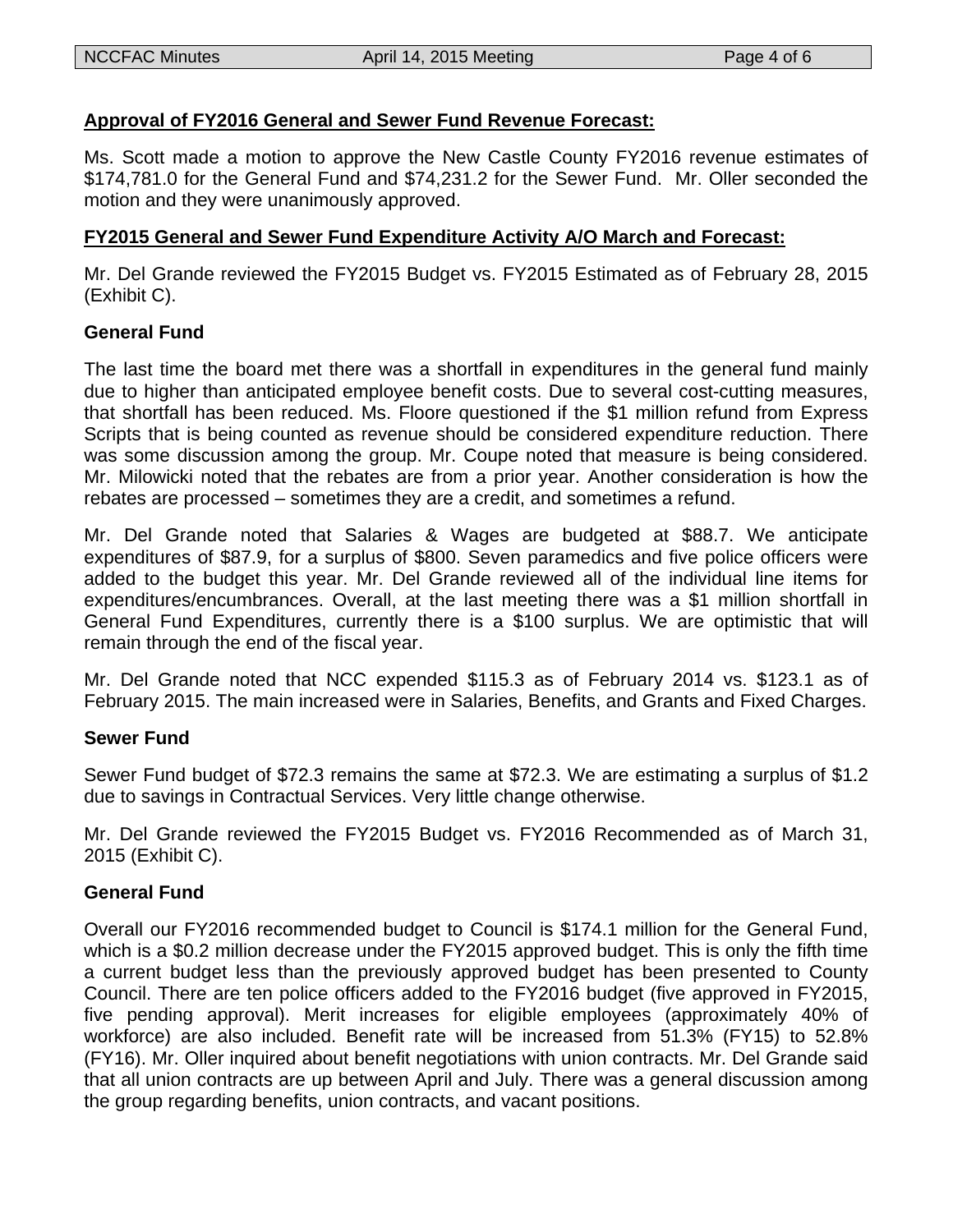**Approval of FY2016 General and Sewer Fund Revenue Forecast:**

Ms. Scott made a motion to approve the New Castle County FY2016 revenue estimates of $174,781.0 for the General Fund and $74,231.2 for the Sewer Fund. Mr. Oller seconded the motion and they were unanimously approved.

**FY2015 General and Sewer Fund Expenditure Activity A/O March and Forecast:**

Mr. Del Grande reviewed the FY2015 Budget vs. FY2015 Estimated as of February 28, 2015 (Exhibit C).

**General Fund**

The last time the board met there was a shortfall in expenditures in the general fund mainly due to higher than anticipated employee benefit costs. Due to several cost-cutting measures, that shortfall has been reduced. Ms. Floore questioned if the $1 million refund from Express Scripts that is being counted as revenue should be considered expenditure reduction. There was some discussion among the group. Mr. Coupe noted that measure is being considered. Mr. Milowicki noted that the rebates are from a prior year. Another consideration is how the rebates are processed – sometimes they are a credit, and sometimes a refund.

Mr. Del Grande noted that Salaries & Wages are budgeted at $88.7. We anticipate expenditures of $87.9, for a surplus of $800. Seven paramedics and five police officers were added to the budget this year. Mr. Del Grande reviewed all of the individual line items for expenditures/encumbrances. Overall, at the last meeting there was a $1 million shortfall in General Fund Expenditures, currently there is a $100 surplus. We are optimistic that will remain through the end of the fiscal year.

Mr. Del Grande noted that NCC expended $115.3 as of February 2014 vs. $123.1 as of February 2015. The main increased were in Salaries, Benefits, and Grants and Fixed Charges.

**Sewer Fund**

Sewer Fund budget of $72.3 remains the same at $72.3. We are estimating a surplus of $1.2 due to savings in Contractual Services. Very little change otherwise.

Mr. Del Grande reviewed the FY2015 Budget vs. FY2016 Recommended as of March 31, 2015 (Exhibit C).

**General Fund**

Overall our FY2016 recommended budget to Council is $174.1 million for the General Fund, which is a $0.2 million decrease under the FY2015 approved budget. This is only the fifth time a current budget less than the previously approved budget has been presented to County Council. There are ten police officers added to the FY2016 budget (five approved in FY2015, five pending approval). Merit increases for eligible employees (approximately 40% of workforce) are also included. Benefit rate will be increased from 51.3% (FY15) to 52.8% (FY16). Mr. Oller inquired about benefit negotiations with union contracts. Mr. Del Grande said that all union contracts are up between April and July. There was a general discussion among the group regarding benefits, union contracts, and vacant positions.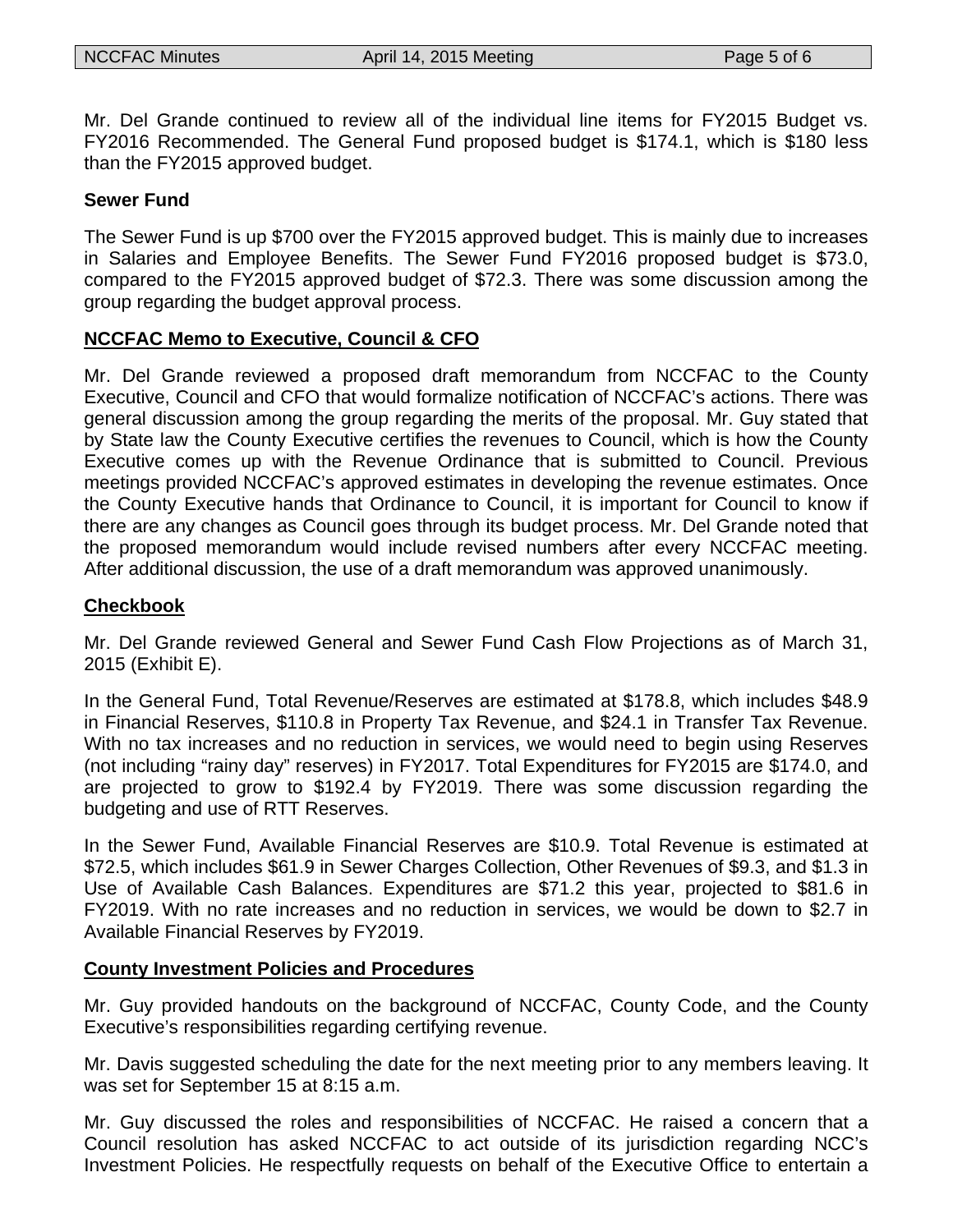Mr. Del Grande continued to review all of the individual line items for FY2015 Budget vs. FY2016 Recommended. The General Fund proposed budget is $174.1, which is $180 less than the FY2015 approved budget.

**Sewer Fund**

The Sewer Fund is up $700 over the FY2015 approved budget. This is mainly due to increases in Salaries and Employee Benefits. The Sewer Fund FY2016 proposed budget is $73.0, compared to the FY2015 approved budget of $72.3. There was some discussion among the group regarding the budget approval process.

**NCCFAC Memo to Executive, Council & CFO**

Mr. Del Grande reviewed a proposed draft memorandum from NCCFAC to the County Executive, Council and CFO that would formalize notification of NCCFAC's actions. There was general discussion among the group regarding the merits of the proposal. Mr. Guy stated that by State law the County Executive certifies the revenues to Council, which is how the County Executive comes up with the Revenue Ordinance that is submitted to Council. Previous meetings provided NCCFAC's approved estimates in developing the revenue estimates. Once the County Executive hands that Ordinance to Council, it is important for Council to know if there are any changes as Council goes through its budget process. Mr. Del Grande noted that the proposed memorandum would include revised numbers after every NCCFAC meeting. After additional discussion, the use of a draft memorandum was approved unanimously.

**Checkbook**

Mr. Del Grande reviewed General and Sewer Fund Cash Flow Projections as of March 31, 2015 (Exhibit E).

In the General Fund, Total Revenue/Reserves are estimated at $178.8, which includes $48.9 in Financial Reserves, $110.8 in Property Tax Revenue, and $24.1 in Transfer Tax Revenue. With no tax increases and no reduction in services, we would need to begin using Reserves (not including "rainy day" reserves) in FY2017. Total Expenditures for FY2015 are $174.0, and are projected to grow to $192.4 by FY2019. There was some discussion regarding the budgeting and use of RTT Reserves.

In the Sewer Fund, Available Financial Reserves are $10.9. Total Revenue is estimated at $72.5, which includes $61.9 in Sewer Charges Collection, Other Revenues of $9.3, and $1.3 in Use of Available Cash Balances. Expenditures are $71.2 this year, projected to $81.6 in FY2019. With no rate increases and no reduction in services, we would be down to $2.7 in Available Financial Reserves by FY2019.

**County Investment Policies and Procedures**

Mr. Guy provided handouts on the background of NCCFAC, County Code, and the County Executive's responsibilities regarding certifying revenue.

Mr. Davis suggested scheduling the date for the next meeting prior to any members leaving. It was set for September 15 at 8:15 a.m.

Mr. Guy discussed the roles and responsibilities of NCCFAC. He raised a concern that a Council resolution has asked NCCFAC to act outside of its jurisdiction regarding NCC's Investment Policies. He respectfully requests on behalf of the Executive Office to entertain a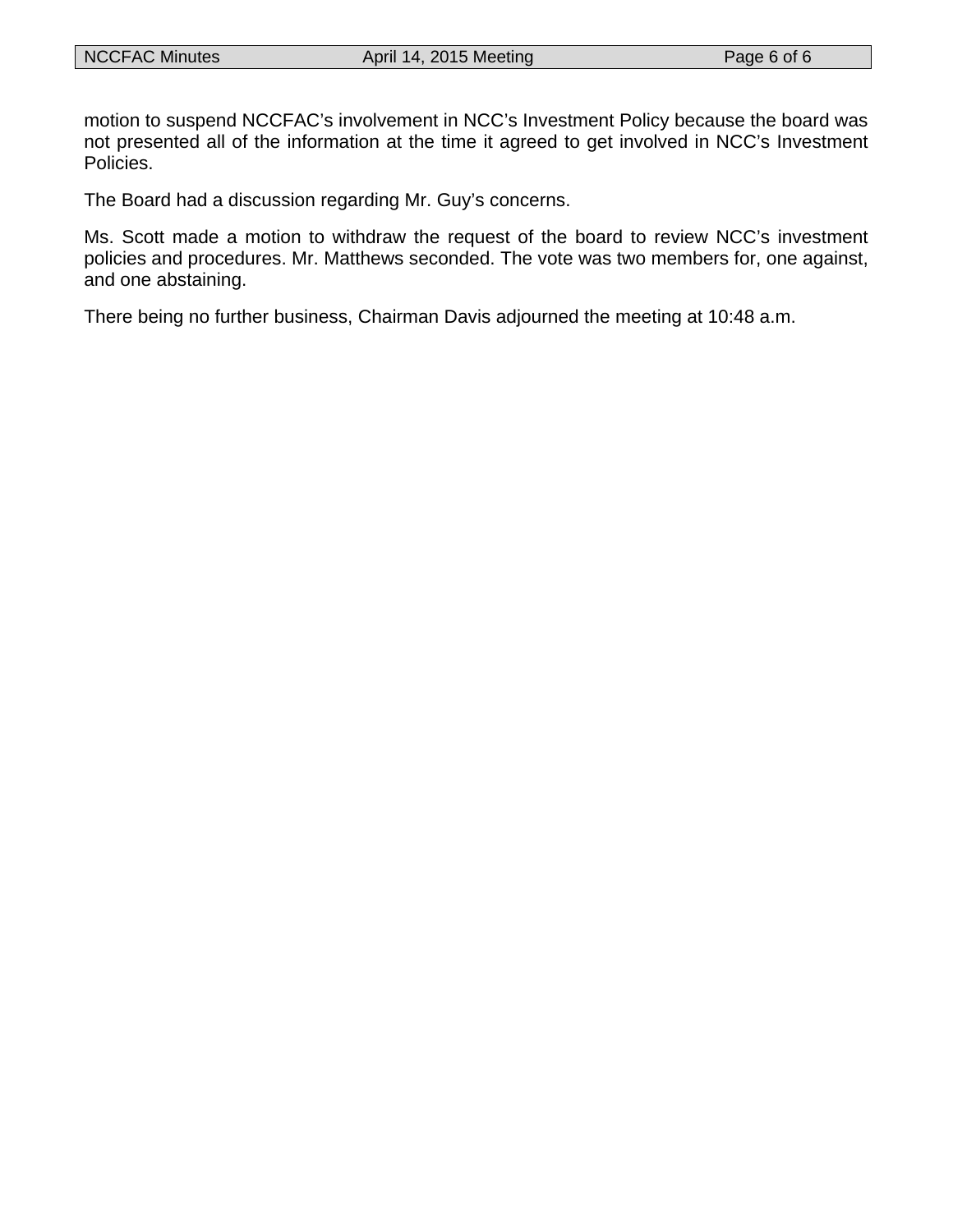motion to suspend NCCFAC's involvement in NCC's Investment Policy because the board was not presented all of the information at the time it agreed to get involved in NCC's Investment Policies.

The Board had a discussion regarding Mr. Guy's concerns.

Ms. Scott made a motion to withdraw the request of the board to review NCC's investment policies and procedures. Mr. Matthews seconded. The vote was two members for, one against, and one abstaining.

There being no further business, Chairman Davis adjourned the meeting at 10:48 a.m.